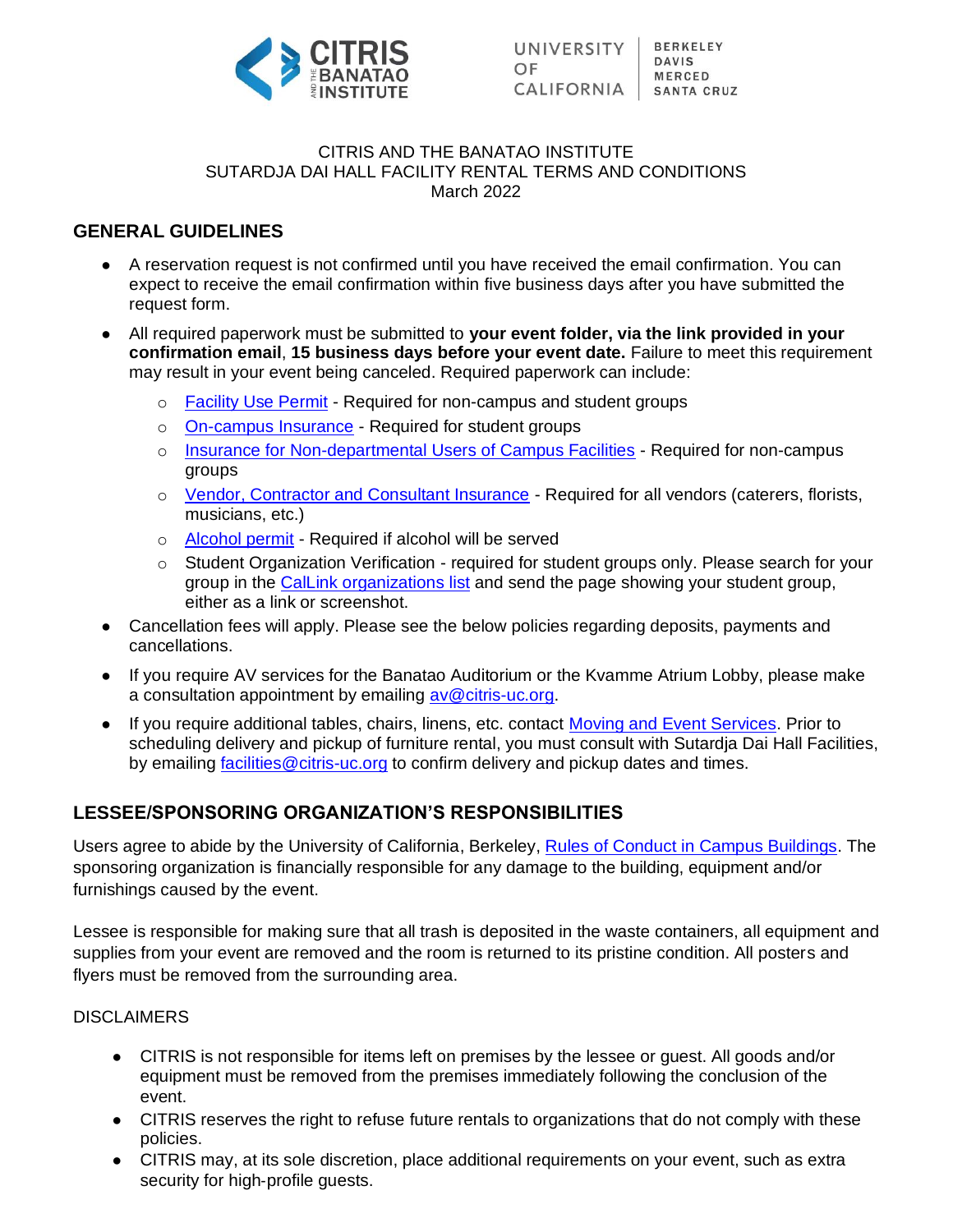CITRIS AND THE BANATAO INSTITUTE
SUTARDJA DAI HALL FACILITY RENTAL TERMS AND CONDITIONS
March 2022

## GENERAL GUIDELINES

- A reservation request is not confirmed until you have received the email confirmation. You can expect to receive the email confirmation within five business days after you have submitted the request form.
- All required paperwork must be submitted to **your event folder, via the link provided in your confirmation email**, **15 business days before your event date.** Failure to meet this requirement may result in your event being canceled. Required paperwork can include:
  - Facility Use Permit - Required for non-campus and student groups
  - On-campus Insurance - Required for student groups
  - Insurance for Non-departmental Users of Campus Facilities - Required for non-campus groups
  - Vendor, Contractor and Consultant Insurance - Required for all vendors (caterers, florists, musicians, etc.)
  - Alcohol permit - Required if alcohol will be served
  - Student Organization Verification - required for student groups only. Please search for your group in the CalLink organizations list and send the page showing your student group, either as a link or screenshot.
- Cancellation fees will apply. Please see the below policies regarding deposits, payments and cancellations.
- If you require AV services for the Banatao Auditorium or the Kvamme Atrium Lobby, please make a consultation appointment by emailing av@citris-uc.org.
- If you require additional tables, chairs, linens, etc. contact Moving and Event Services. Prior to scheduling delivery and pickup of furniture rental, you must consult with Sutardja Dai Hall Facilities, by emailing facilities@citris-uc.org to confirm delivery and pickup dates and times.

## LESSEE/SPONSORING ORGANIZATION'S RESPONSIBILITIES

Users agree to abide by the University of California, Berkeley, Rules of Conduct in Campus Buildings. The sponsoring organization is financially responsible for any damage to the building, equipment and/or furnishings caused by the event.

Lessee is responsible for making sure that all trash is deposited in the waste containers, all equipment and supplies from your event are removed and the room is returned to its pristine condition. All posters and flyers must be removed from the surrounding area.

DISCLAIMERS

- CITRIS is not responsible for items left on premises by the lessee or guest. All goods and/or equipment must be removed from the premises immediately following the conclusion of the event.
- CITRIS reserves the right to refuse future rentals to organizations that do not comply with these policies.
- CITRIS may, at its sole discretion, place additional requirements on your event, such as extra security for high-profile guests.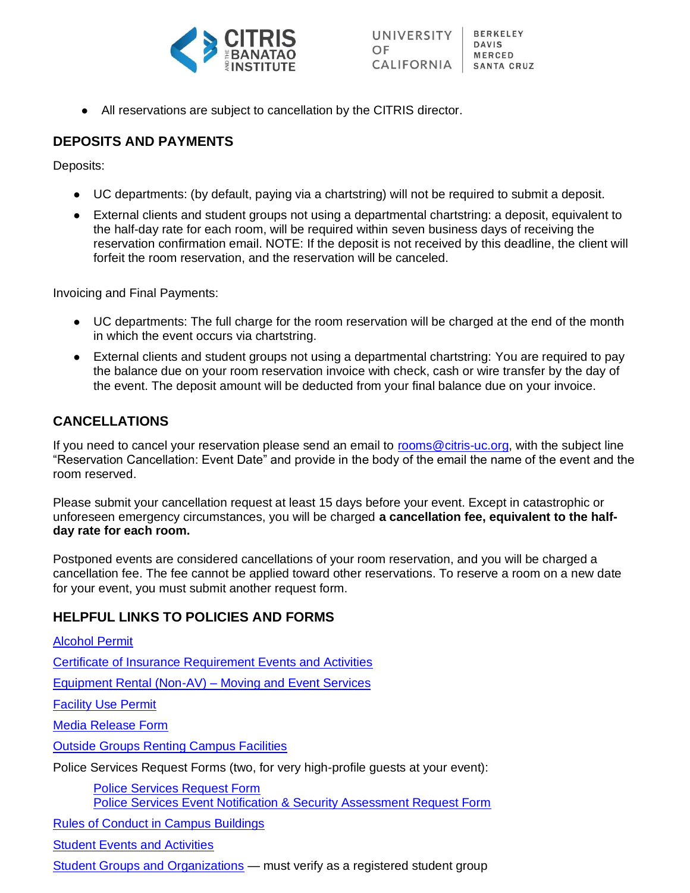- All reservations are subject to cancellation by the CITRIS director.

## DEPOSITS AND PAYMENTS

Deposits:

- UC departments: (by default, paying via a chartstring) will not be required to submit a deposit.
- External clients and student groups not using a departmental chartstring: a deposit, equivalent to the half-day rate for each room, will be required within seven business days of receiving the reservation confirmation email. NOTE: If the deposit is not received by this deadline, the client will forfeit the room reservation, and the reservation will be canceled.

Invoicing and Final Payments:

- UC departments: The full charge for the room reservation will be charged at the end of the month in which the event occurs via chartstring.
- External clients and student groups not using a departmental chartstring: You are required to pay the balance due on your room reservation invoice with check, cash or wire transfer by the day of the event. The deposit amount will be deducted from your final balance due on your invoice.

## CANCELLATIONS

If you need to cancel your reservation please send an email to rooms@citris-uc.org, with the subject line "Reservation Cancellation: Event Date" and provide in the body of the email the name of the event and the room reserved.

Please submit your cancellation request at least 15 days before your event. Except in catastrophic or unforeseen emergency circumstances, you will be charged **a cancellation fee, equivalent to the half-day rate for each room.**

Postponed events are considered cancellations of your room reservation, and you will be charged a cancellation fee. The fee cannot be applied toward other reservations. To reserve a room on a new date for your event, you must submit another request form.

## HELPFUL LINKS TO POLICIES AND FORMS

Alcohol Permit

Certificate of Insurance Requirement Events and Activities

Equipment Rental (Non-AV) – Moving and Event Services

Facility Use Permit

Media Release Form

Outside Groups Renting Campus Facilities

Police Services Request Forms (two, for very high-profile guests at your event):

- Police Services Request Form
- Police Services Event Notification & Security Assessment Request Form

Rules of Conduct in Campus Buildings

Student Events and Activities

Student Groups and Organizations — must verify as a registered student group